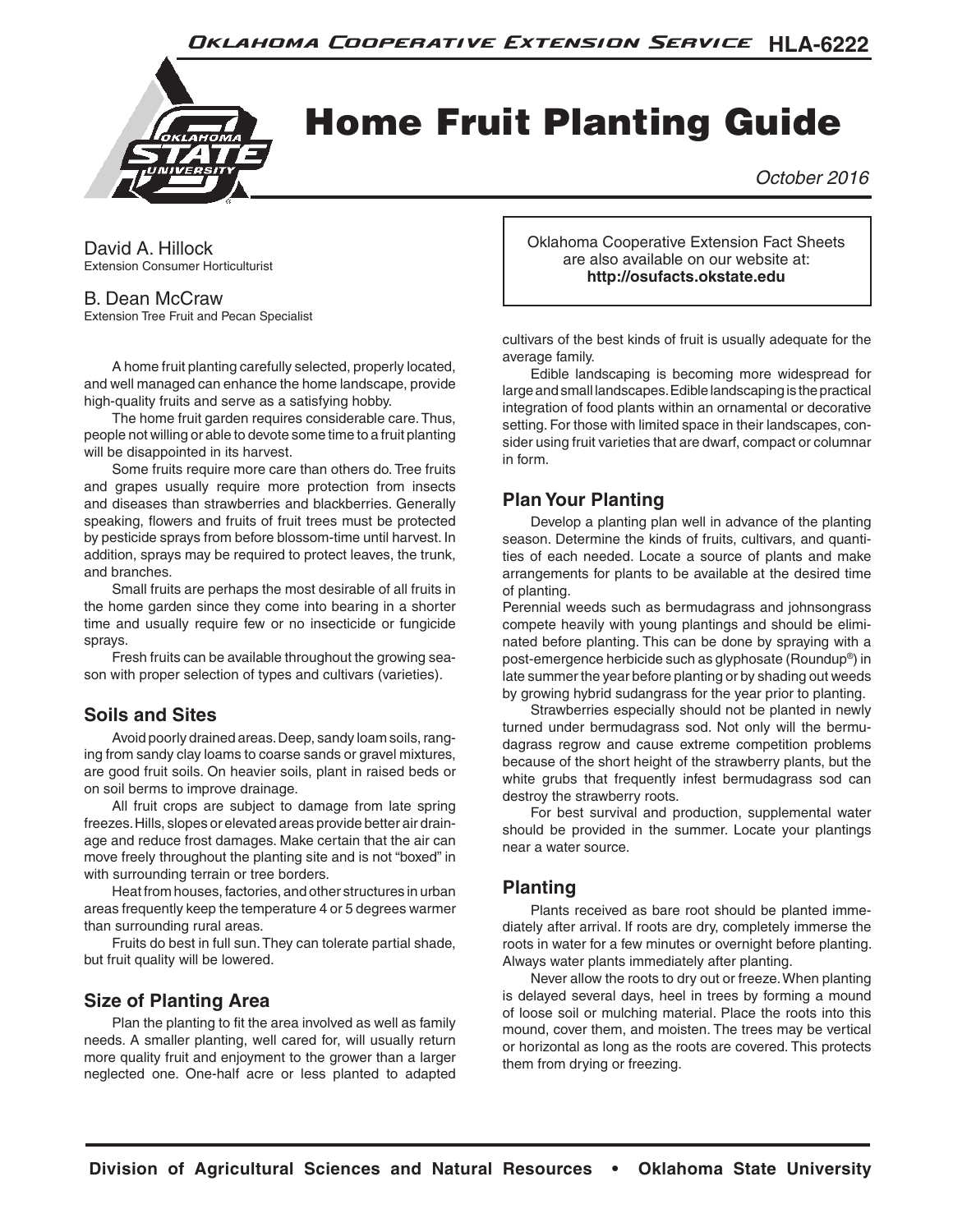# Home Fruit Planting Guide

HLA-6222

October 2016

David A. Hillock
Extension Consumer Horticulturist

B. Dean McCraw
Extension Tree Fruit and Pecan Specialist

Oklahoma Cooperative Extension Fact Sheets are also available on our website at: **http://osufacts.okstate.edu**

A home fruit planting carefully selected, properly located, and well managed can enhance the home landscape, provide high-quality fruits and serve as a satisfying hobby.

The home fruit garden requires considerable care. Thus, people not willing or able to devote some time to a fruit planting will be disappointed in its harvest.

Some fruits require more care than others do. Tree fruits and grapes usually require more protection from insects and diseases than strawberries and blackberries. Generally speaking, flowers and fruits of fruit trees must be protected by pesticide sprays from before blossom-time until harvest. In addition, sprays may be required to protect leaves, the trunk, and branches.

Small fruits are perhaps the most desirable of all fruits in the home garden since they come into bearing in a shorter time and usually require few or no insecticide or fungicide sprays.

Fresh fruits can be available throughout the growing season with proper selection of types and cultivars (varieties).

## Soils and Sites

Avoid poorly drained areas. Deep, sandy loam soils, ranging from sandy clay loams to coarse sands or gravel mixtures, are good fruit soils. On heavier soils, plant in raised beds or on soil berms to improve drainage.

All fruit crops are subject to damage from late spring freezes. Hills, slopes or elevated areas provide better air drainage and reduce frost damages. Make certain that the air can move freely throughout the planting site and is not "boxed" in with surrounding terrain or tree borders.

Heat from houses, factories, and other structures in urban areas frequently keep the temperature 4 or 5 degrees warmer than surrounding rural areas.

Fruits do best in full sun. They can tolerate partial shade, but fruit quality will be lowered.

## Size of Planting Area

Plan the planting to fit the area involved as well as family needs. A smaller planting, well cared for, will usually return more quality fruit and enjoyment to the grower than a larger neglected one. One-half acre or less planted to adapted cultivars of the best kinds of fruit is usually adequate for the average family.

Edible landscaping is becoming more widespread for large and small landscapes. Edible landscaping is the practical integration of food plants within an ornamental or decorative setting. For those with limited space in their landscapes, consider using fruit varieties that are dwarf, compact or columnar in form.

## Plan Your Planting

Develop a planting plan well in advance of the planting season. Determine the kinds of fruits, cultivars, and quantities of each needed. Locate a source of plants and make arrangements for plants to be available at the desired time of planting.

Perennial weeds such as bermudagrass and johnsongrass compete heavily with young plantings and should be eliminated before planting. This can be done by spraying with a post-emergence herbicide such as glyphosate (Roundup®) in late summer the year before planting or by shading out weeds by growing hybrid sudangrass for the year prior to planting.

Strawberries especially should not be planted in newly turned under bermudagrass sod. Not only will the bermudagrass regrow and cause extreme competition problems because of the short height of the strawberry plants, but the white grubs that frequently infest bermudagrass sod can destroy the strawberry roots.

For best survival and production, supplemental water should be provided in the summer. Locate your plantings near a water source.

## Planting

Plants received as bare root should be planted immediately after arrival. If roots are dry, completely immerse the roots in water for a few minutes or overnight before planting. Always water plants immediately after planting.

Never allow the roots to dry out or freeze. When planting is delayed several days, heel in trees by forming a mound of loose soil or mulching material. Place the roots into this mound, cover them, and moisten. The trees may be vertical or horizontal as long as the roots are covered. This protects them from drying or freezing.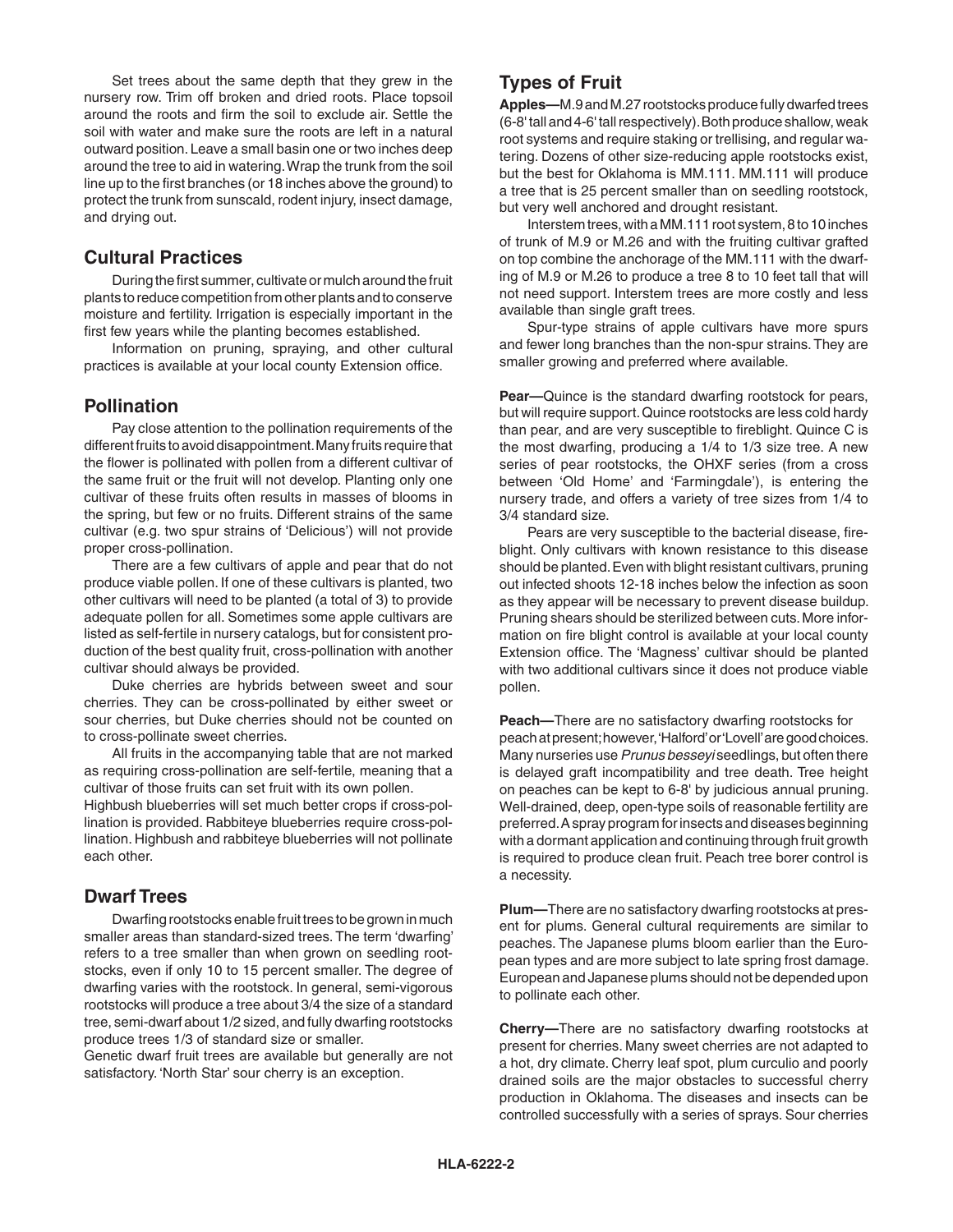Set trees about the same depth that they grew in the nursery row. Trim off broken and dried roots. Place topsoil around the roots and firm the soil to exclude air. Settle the soil with water and make sure the roots are left in a natural outward position. Leave a small basin one or two inches deep around the tree to aid in watering. Wrap the trunk from the soil line up to the first branches (or 18 inches above the ground) to protect the trunk from sunscald, rodent injury, insect damage, and drying out.

## Cultural Practices

During the first summer, cultivate or mulch around the fruit plants to reduce competition from other plants and to conserve moisture and fertility. Irrigation is especially important in the first few years while the planting becomes established.

Information on pruning, spraying, and other cultural practices is available at your local county Extension office.

## Pollination

Pay close attention to the pollination requirements of the different fruits to avoid disappointment. Many fruits require that the flower is pollinated with pollen from a different cultivar of the same fruit or the fruit will not develop. Planting only one cultivar of these fruits often results in masses of blooms in the spring, but few or no fruits. Different strains of the same cultivar (e.g. two spur strains of 'Delicious') will not provide proper cross-pollination.

There are a few cultivars of apple and pear that do not produce viable pollen. If one of these cultivars is planted, two other cultivars will need to be planted (a total of 3) to provide adequate pollen for all. Sometimes some apple cultivars are listed as self-fertile in nursery catalogs, but for consistent production of the best quality fruit, cross-pollination with another cultivar should always be provided.

Duke cherries are hybrids between sweet and sour cherries. They can be cross-pollinated by either sweet or sour cherries, but Duke cherries should not be counted on to cross-pollinate sweet cherries.

All fruits in the accompanying table that are not marked as requiring cross-pollination are self-fertile, meaning that a cultivar of those fruits can set fruit with its own pollen.

Highbush blueberries will set much better crops if cross-pollination is provided. Rabbiteye blueberries require cross-pollination. Highbush and rabbiteye blueberries will not pollinate each other.

## Dwarf Trees

Dwarfing rootstocks enable fruit trees to be grown in much smaller areas than standard-sized trees. The term 'dwarfing' refers to a tree smaller than when grown on seedling rootstocks, even if only 10 to 15 percent smaller. The degree of dwarfing varies with the rootstock. In general, semi-vigorous rootstocks will produce a tree about 3/4 the size of a standard tree, semi-dwarf about 1/2 sized, and fully dwarfing rootstocks produce trees 1/3 of standard size or smaller.

Genetic dwarf fruit trees are available but generally are not satisfactory. 'North Star' sour cherry is an exception.

## Types of Fruit

**Apples—**M.9 and M.27 rootstocks produce fully dwarfed trees (6-8' tall and 4-6' tall respectively). Both produce shallow, weak root systems and require staking or trellising, and regular watering. Dozens of other size-reducing apple rootstocks exist, but the best for Oklahoma is MM.111. MM.111 will produce a tree that is 25 percent smaller than on seedling rootstock, but very well anchored and drought resistant.

Interstem trees, with a MM.111 root system, 8 to 10 inches of trunk of M.9 or M.26 and with the fruiting cultivar grafted on top combine the anchorage of the MM.111 with the dwarfing of M.9 or M.26 to produce a tree 8 to 10 feet tall that will not need support. Interstem trees are more costly and less available than single graft trees.

Spur-type strains of apple cultivars have more spurs and fewer long branches than the non-spur strains. They are smaller growing and preferred where available.

**Pear—**Quince is the standard dwarfing rootstock for pears, but will require support. Quince rootstocks are less cold hardy than pear, and are very susceptible to fireblight. Quince C is the most dwarfing, producing a 1/4 to 1/3 size tree. A new series of pear rootstocks, the OHXF series (from a cross between 'Old Home' and 'Farmingdale'), is entering the nursery trade, and offers a variety of tree sizes from 1/4 to 3/4 standard size.

Pears are very susceptible to the bacterial disease, fireblight. Only cultivars with known resistance to this disease should be planted. Even with blight resistant cultivars, pruning out infected shoots 12-18 inches below the infection as soon as they appear will be necessary to prevent disease buildup. Pruning shears should be sterilized between cuts. More information on fire blight control is available at your local county Extension office. The 'Magness' cultivar should be planted with two additional cultivars since it does not produce viable pollen.

**Peach—**There are no satisfactory dwarfing rootstocks for peach at present; however, 'Halford' or 'Lovell' are good choices. Many nurseries use *Prunus besseyi* seedlings, but often there is delayed graft incompatibility and tree death. Tree height on peaches can be kept to 6-8' by judicious annual pruning. Well-drained, deep, open-type soils of reasonable fertility are preferred. A spray program for insects and diseases beginning with a dormant application and continuing through fruit growth is required to produce clean fruit. Peach tree borer control is a necessity.

**Plum—**There are no satisfactory dwarfing rootstocks at present for plums. General cultural requirements are similar to peaches. The Japanese plums bloom earlier than the European types and are more subject to late spring frost damage. European and Japanese plums should not be depended upon to pollinate each other.

**Cherry—**There are no satisfactory dwarfing rootstocks at present for cherries. Many sweet cherries are not adapted to a hot, dry climate. Cherry leaf spot, plum curculio and poorly drained soils are the major obstacles to successful cherry production in Oklahoma. The diseases and insects can be controlled successfully with a series of sprays. Sour cherries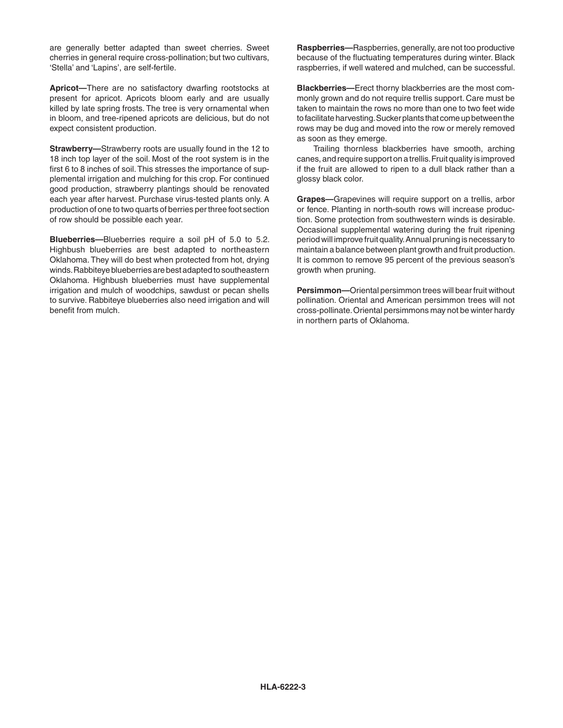are generally better adapted than sweet cherries. Sweet cherries in general require cross-pollination; but two cultivars, 'Stella' and 'Lapins', are self-fertile.

**Apricot—**There are no satisfactory dwarfing rootstocks at present for apricot. Apricots bloom early and are usually killed by late spring frosts. The tree is very ornamental when in bloom, and tree-ripened apricots are delicious, but do not expect consistent production.

**Strawberry—**Strawberry roots are usually found in the 12 to 18 inch top layer of the soil. Most of the root system is in the first 6 to 8 inches of soil. This stresses the importance of supplemental irrigation and mulching for this crop. For continued good production, strawberry plantings should be renovated each year after harvest. Purchase virus-tested plants only. A production of one to two quarts of berries per three foot section of row should be possible each year.

**Blueberries—**Blueberries require a soil pH of 5.0 to 5.2. Highbush blueberries are best adapted to northeastern Oklahoma. They will do best when protected from hot, drying winds. Rabbiteye blueberries are best adapted to southeastern Oklahoma. Highbush blueberries must have supplemental irrigation and mulch of woodchips, sawdust or pecan shells to survive. Rabbiteye blueberries also need irrigation and will benefit from mulch.

**Raspberries—**Raspberries, generally, are not too productive because of the fluctuating temperatures during winter. Black raspberries, if well watered and mulched, can be successful.

**Blackberries—**Erect thorny blackberries are the most commonly grown and do not require trellis support. Care must be taken to maintain the rows no more than one to two feet wide to facilitate harvesting. Sucker plants that come up between the rows may be dug and moved into the row or merely removed as soon as they emerge.

Trailing thornless blackberries have smooth, arching canes, and require support on a trellis. Fruit quality is improved if the fruit are allowed to ripen to a dull black rather than a glossy black color.

**Grapes—**Grapevines will require support on a trellis, arbor or fence. Planting in north-south rows will increase production. Some protection from southwestern winds is desirable. Occasional supplemental watering during the fruit ripening period will improve fruit quality. Annual pruning is necessary to maintain a balance between plant growth and fruit production. It is common to remove 95 percent of the previous season's growth when pruning.

**Persimmon—**Oriental persimmon trees will bear fruit without pollination. Oriental and American persimmon trees will not cross-pollinate. Oriental persimmons may not be winter hardy in northern parts of Oklahoma.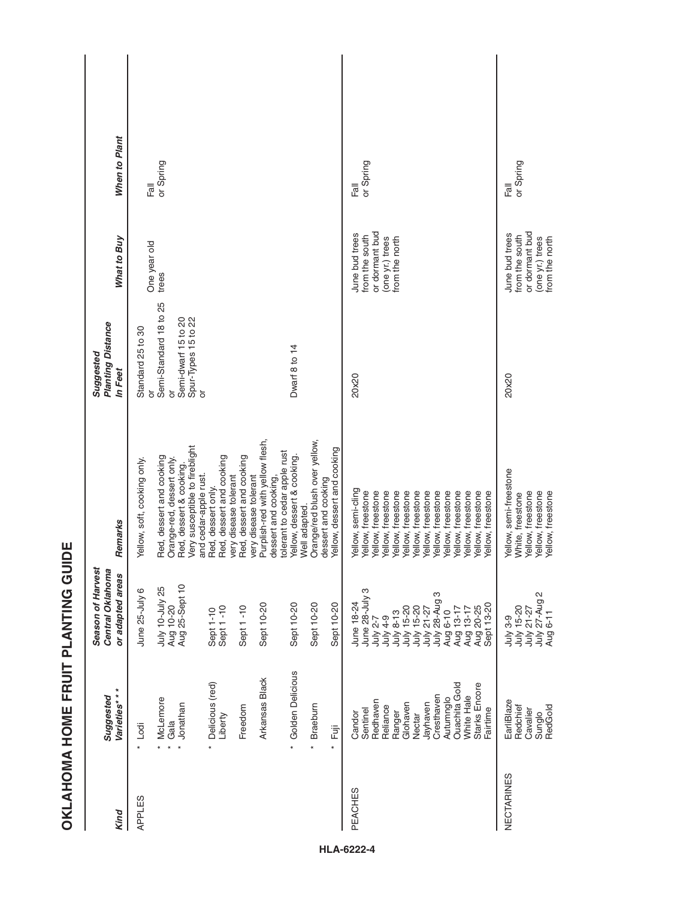# OKLAHOMA HOME FRUIT PLANTING GUIDE

| Kind | Suggested Varieties*** | Season of Harvest Central Oklahoma or adapted areas | Remarks | Suggested Planting Distance In Feet | What to Buy | When to Plant |
|---|---|---|---|---|---|---|
| APPLES | * Lodi | June 25-July 6 | Yellow, soft, cooking only. | Standard 25 to 30 or | One year old trees | Fall or Spring |
| | * McLemore | July 10-July 25 | Red, dessert and cooking | Semi-Standard 18 to 25 or | | |
| | * Gala | Aug 10-20 | Orange-red, dessert only. | Semi-dwarf 15 to 20 | | |
| | * Jonathan | Aug 25-Sept 10 | Red, dessert & cooking. Very susceptible to fireblight and cedar-apple rust. | Spur-Types 15 to 22 or | | |
| | * Delicious (red) | Sept 1-10 | Red, dessert only. | | | |
| | Liberty | Sept 1 -10 | Red, dessert and cooking very disease tolerant | | | |
| | Freedom | Sept 1 -10 | Red, dessert and cooking very disease tolerant | | | |
| | Arkansas Black | Sept 10-20 | Purplish-red with yellow flesh, dessert and cooking, tolerant to cedar apple rust | | | |
| | * Golden Delicious | Sept 10-20 | Yellow, dessert & cooking. Well adapted. | Dwarf 8 to 14 | | |
| | * Braeburn | Sept 10-20 | Orange/red blush over yellow, dessert and cooking | | | |
| | * Fuji | Sept 10-20 | Yellow, dessert and cooking | | | |
| PEACHES | Candor | June 18-24 | Yellow, semi-cling | 20x20 | June bud trees from the south or dormant bud (one yr.) trees from the north | Fall or Spring |
| | Sentinel | June 28-July 3 | Yellow, freestone | | | |
| | Redhaven | July 2-7 | Yellow, freestone | | | |
| | Reliance | July 4-9 | Yellow, freestone | | | |
| | Ranger | July 8-13 | Yellow, freestone | | | |
| | Glohaven | July 15-20 | Yellow, freestone | | | |
| | Nectar | July 15-20 | Yellow, freestone | | | |
| | Jayhaven | July 21-27 | Yellow, freestone | | | |
| | Cresthaven | July 28-Aug 3 | Yellow, freestone | | | |
| | Autumnglo | Aug 6-10 | Yellow, freestone | | | |
| | Ouachita Gold | Aug 13-17 | Yellow, freestone | | | |
| | White Hale | Aug 13-17 | Yellow, freestone | | | |
| | Starks Encore | Aug 20-25 | Yellow, freestone | | | |
| | Fairtime | Sept 13-20 | Yellow, freestone | | | |
| NECTARINES | EarliBlaze | July 3-9 | Yellow, semi-freestone | 20x20 | June bud trees from the south or dormant bud (one yr.) trees from the north | Fall or Spring |
| | Redchief | July 15-20 | White, freestone | | | |
| | Cavalier | July 21-27 | Yellow, freestone | | | |
| | Sunglo | July 27-Aug 2 | Yellow, freestone | | | |
| | RedGold | Aug 6-11 | Yellow, freestone | | | |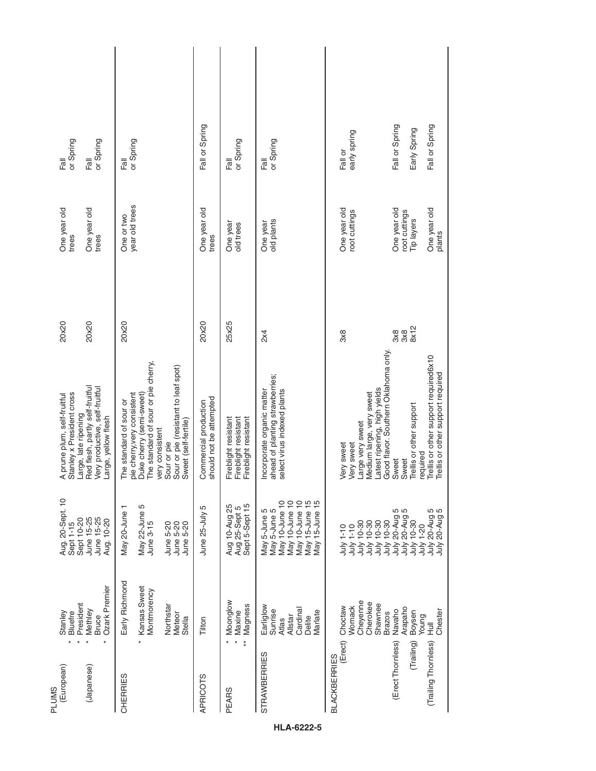| | | | | | | |
|---|---|---|---|---|---|---|
| **PLUMS** | | | | | | |
| (European) | * Stanley | Aug. 20-Sept. 10 | A prune plum, self-fruitful | 20x20 | One year old trees | Fall or Spring |
| | * Bluefre | Sept 1-15 | Stanley x President cross | | | |
| | * President | Sept 10-20 | Large, late ripening | | | |
| (Japanese) | * Methley | June 15-25 | Red flesh, partly self-fruitful | 20x20 | One year old trees | Fall or Spring |
| | Bruce | June 15-25 | Very productive, self-fruitful | | | |
| | * Ozark Premier | Aug. 10-20 | Large, yellow flesh | | | |
| **CHERRIES** | Early Richmond | May 20-June 1 | The standard of sour or pie cherry,very consistent | 20x20 | One or two year old trees | Fall or Spring |
| | * Kansas Sweet | May 22-June 5 | Duke cherry (semi-sweet) | | | |
| | Montmorency | June 3-15 | The standard of sour or pie cherry, very consistent | | | |
| | Northstar | June 5-20 | Sour or pie | | | |
| | Meteor | June 5-20 | Sour or pie (resistant to leaf spot) | | | |
| | Stella | June 5-20 | Sweet (self-fertile) | | | |
| **APRICOTS** | Tilton | June 25-July 5 | Commercial production should not be attempted | 20x20 | One year old trees | Fall or Spring |
| **PEARS** | * Moonglow | Aug 10-Aug 25 | Fireblight resistant | 25x25 | One year old trees | Fall or Spring |
| | * Maxine | Aug 25-Sept 5 | Fireblight resistant | | | |
| | ** Magness | Sept 5-Sept 15 | Fireblight resistant | | | |
| **STRAWBERRIES** | Earliglow | May 5-June 5 | Incorporate organic matter ahead of planting strawberries; select virus indexed plants | 2x4 | One year old plants | Fall or Spring |
| | Sunrise | May 5-June 5 | | | | |
| | Atlas | May 10-June 10 | | | | |
| | Allstar | May 10-June 10 | | | | |
| | Cardinal | May 10-June 10 | | | | |
| | Delite | May 15-June 15 | | | | |
| | Marlate | May 15-June 15 | | | | |
| **BLACKBERRIES** | | | | | | |
| (Erect) | Choctaw | July 1-10 | Very sweet | 3x8 | One year old root cuttings | Fall or early spring |
| | Womack | July 1-10 | Very sweet | | | |
| | Cheyenne | July 10-30 | Large very sweet | | | |
| | Cherokee | July 10-30 | Medium large, very sweet | | | |
| | Shawnee | July 10-30 | Latest ripening, high yields | | | |
| | Brazos | | Good flavor. Southern Oklahoma only. | | | |
| (Erect Thornless) | Navaho | July 20-Aug 5 | Sweet | 3x8 | One year old root cuttings | Fall or Spring |
| | Arapaho | July 20-Aug 5 | Sweet | 3x8 | | |
| (Trailing) | Boysen | July 10-30 | Trellis or other support required | 8x12 | Tip layers | Early Spring |
| | Young | July 1-20 | | | | |
| (Trailing Thornless) | Hull | July 20-Aug 5 | Trellis or other support required | 6x10 | One year old plants | Fall or Spring |
| | Chester | July 20-Aug 5 | Trellis or other support required | | | |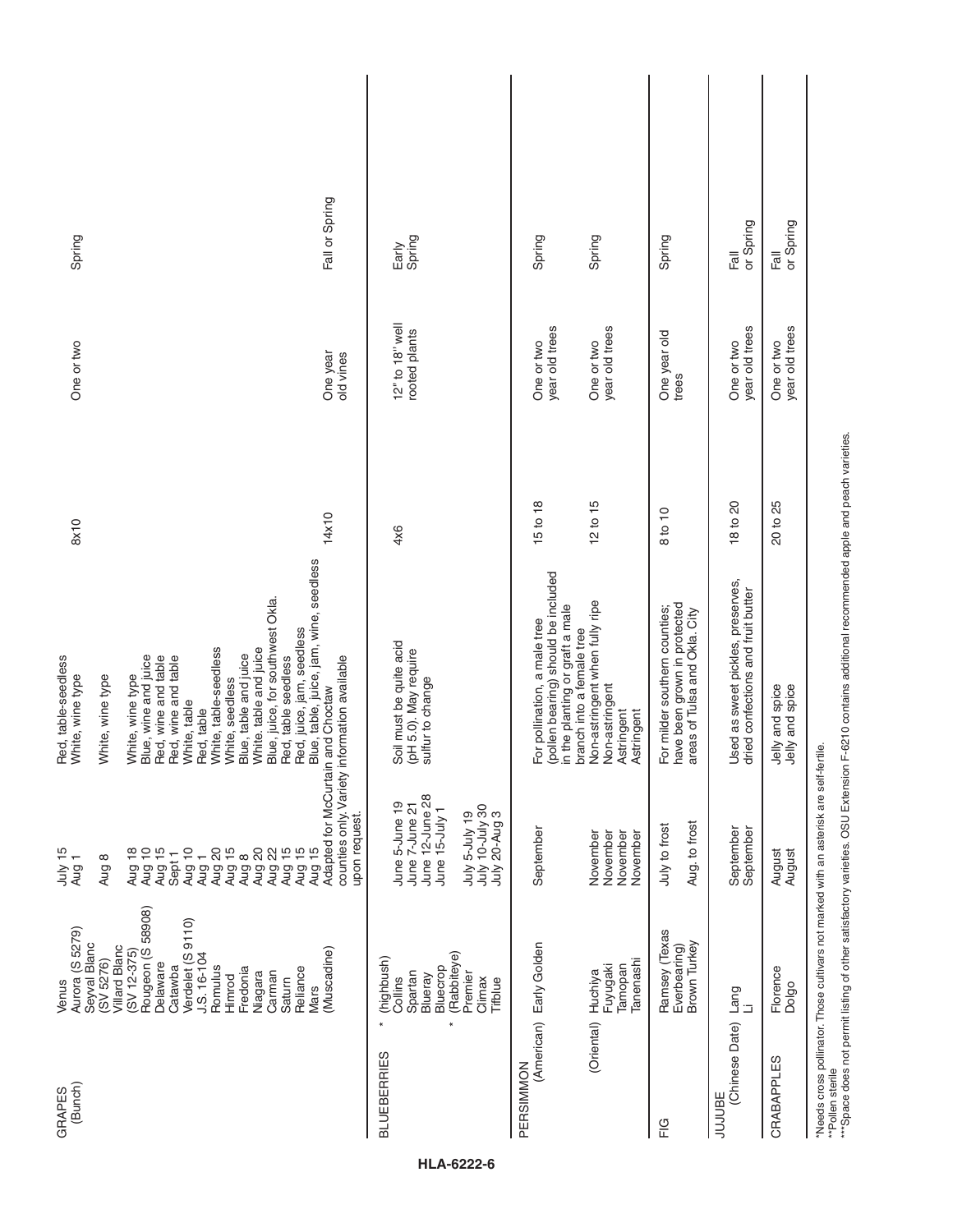| | | | | | | |
|---|---|---|---|---|---|---|
| GRAPES (Bunch) | Venus | July 15 | Red, table-seedless | 8x10 | One or two | Spring |
| | Aurora (S 5279) | Aug 1 | White, wine type | | | |
| | Seyval Blanc (SV 5276) | Aug 8 | White, wine type | | | |
| | Villard Blanc (SV 12-375) | Aug 18 | White, wine type | | | |
| | Rougeon (S 58908) | Aug 10 | Blue, wine and juice | | | |
| | Delaware | Aug 15 | Red, wine and table | | | |
| | Catawba | Sept 1 | Red, wine and table | | | |
| | Verdelet (S 9110) | Aug 10 | White, table | | | |
| | J.S. 16-104 | Aug 1 | Red, table | | | |
| | Romulus | Aug 20 | White, table-seedless | | | |
| | Himrod | Aug 15 | White, seedless | | | |
| | Fredonia | Aug 8 | Blue, table and juice | | | |
| | Niagara | Aug 20 | White. table and juice | | | |
| | Carman | Aug 22 | Blue, juice, for southwest Okla. | | | |
| | Saturn | Aug 15 | Red, table seedless | | | |
| | Reliance | Aug 15 | Red, juice, jam, seedless | | | |
| | Mars | Aug 15 | Blue, table, juice, jam, wine, seedless | | | |
| | (Muscadine) | Adapted for McCurtain and Choctaw counties only. Variety information available upon request. | | 14x10 | One year old vines | Fall or Spring |
| BLUEBERRIES | * (highbush) | | | | | |
| | Collins | June 5-June 19 | Soil must be quite acid (pH 5.0). May require sulfur to change | 4x6 | 12" to 18" well rooted plants | Early Spring |
| | Spartan | June 7-June 21 | | | | |
| | Blueray | June 12-June 28 | | | | |
| | Bluecrop | June 15-July 1 | | | | |
| | * (Rabbiteye) | | | | | |
| | Premier | July 5-July 19 | | | | |
| | Climax | July 10-July 30 | | | | |
| | Tifblue | July 20-Aug 3 | | | | |
| PERSIMMON (American) | Early Golden | September | For pollination, a male tree (pollen bearing) should be included in the planting or graft a male branch into a female tree | 15 to 18 | One or two year old trees | Spring |
| (Oriental) | Huchiya | November | Non-astringent when fully ripe | 12 to 15 | One or two year old trees | Spring |
| | Fuyugaki | November | Non-astringent | | | |
| | Tamopan | November | Astringent | | | |
| | Tanenashi | November | Astringent | | | |
| FIG | Ramsey (Texas Everbearing) | July to frost | For milder southern counties; have been grown in protected areas of Tulsa and Okla. City | 8 to 10 | One year old trees | Spring |
| | Brown Turkey | Aug. to frost | | | | |
| JUJUBE (Chinese Date) | Lang | September | Used as sweet pickles, preserves, dried confections and fruit butter | 18 to 20 | One or two year old trees | Fall or Spring |
| | Li | September | | | | |
| CRABAPPLES | Florence | August | Jelly and spice | 20 to 25 | One or two year old trees | Fall or Spring |
| | Dolgo | August | Jelly and spice | | | |

*Needs cross pollinator. Those cultivars not marked with an asterisk are self-fertile.
**Pollen sterile
***Space does not permit listing of other satisfactory varieties. OSU Extension F-6210 contains additional recommended apple and peach varieties.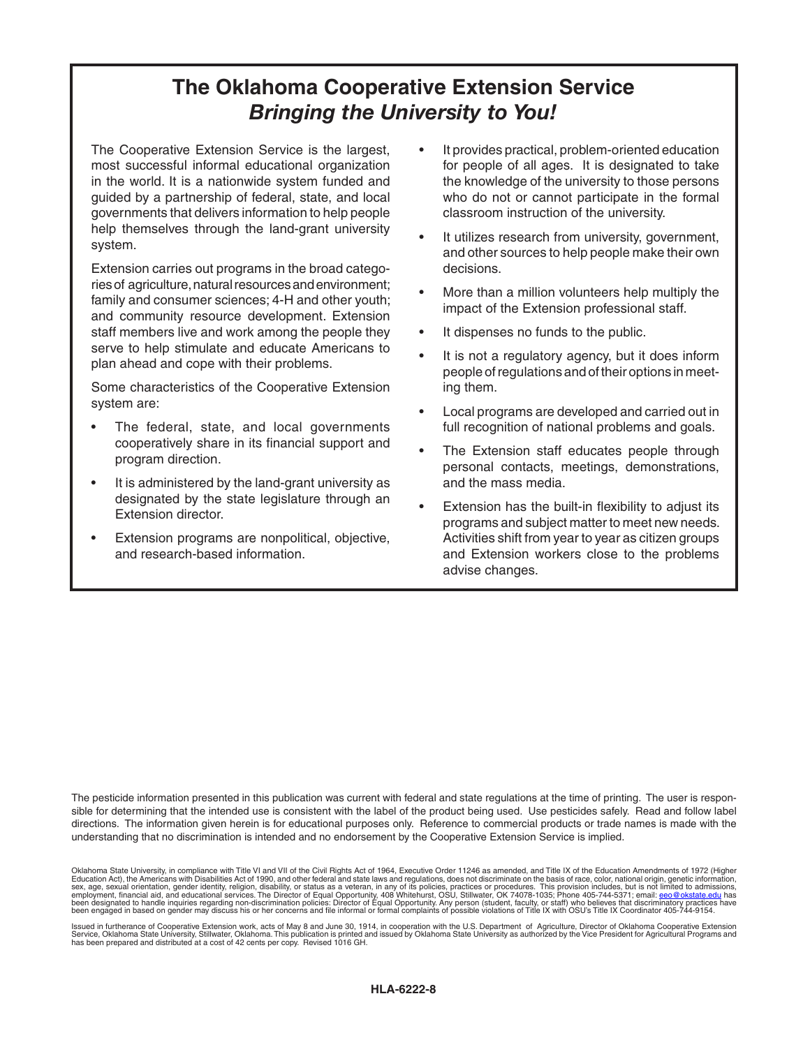# The Oklahoma Cooperative Extension Service

## *Bringing the University to You!*

The Cooperative Extension Service is the largest, most successful informal educational organization in the world. It is a nationwide system funded and guided by a partnership of federal, state, and local governments that delivers information to help people help themselves through the land-grant university system.

Extension carries out programs in the broad categories of agriculture, natural resources and environment; family and consumer sciences; 4-H and other youth; and community resource development. Extension staff members live and work among the people they serve to help stimulate and educate Americans to plan ahead and cope with their problems.

Some characteristics of the Cooperative Extension system are:

- The federal, state, and local governments cooperatively share in its financial support and program direction.
- It is administered by the land-grant university as designated by the state legislature through an Extension director.
- Extension programs are nonpolitical, objective, and research-based information.
- It provides practical, problem-oriented education for people of all ages. It is designated to take the knowledge of the university to those persons who do not or cannot participate in the formal classroom instruction of the university.
- It utilizes research from university, government, and other sources to help people make their own decisions.
- More than a million volunteers help multiply the impact of the Extension professional staff.
- It dispenses no funds to the public.
- It is not a regulatory agency, but it does inform people of regulations and of their options in meeting them.
- Local programs are developed and carried out in full recognition of national problems and goals.
- The Extension staff educates people through personal contacts, meetings, demonstrations, and the mass media.
- Extension has the built-in flexibility to adjust its programs and subject matter to meet new needs. Activities shift from year to year as citizen groups and Extension workers close to the problems advise changes.

The pesticide information presented in this publication was current with federal and state regulations at the time of printing. The user is responsible for determining that the intended use is consistent with the label of the product being used. Use pesticides safely. Read and follow label directions. The information given herein is for educational purposes only. Reference to commercial products or trade names is made with the understanding that no discrimination is intended and no endorsement by the Cooperative Extension Service is implied.

Oklahoma State University, in compliance with Title VI and VII of the Civil Rights Act of 1964, Executive Order 11246 as amended, and Title IX of the Education Amendments of 1972 (Higher Education Act), the Americans with Disabilities Act of 1990, and other federal and state laws and regulations, does not discriminate on the basis of race, color, national origin, genetic information, sex, age, sexual orientation, gender identity, religion, disability, or status as a veteran, in any of its policies, practices or procedures. This provision includes, but is not limited to admissions, employment, financial aid, and educational services. The Director of Equal Opportunity, 408 Whitehurst, OSU, Stillwater, OK 74078-1035; Phone 405-744-5371; email: eeo@okstate.edu has been designated to handle inquiries regarding non-discrimination policies: Director of Equal Opportunity. Any person (student, faculty, or staff) who believes that discriminatory practices have been engaged in based on gender may discuss his or her concerns and file informal or formal complaints of possible violations of Title IX with OSU's Title IX Coordinator 405-744-9154.

Issued in furtherance of Cooperative Extension work, acts of May 8 and June 30, 1914, in cooperation with the U.S. Department of Agriculture, Director of Oklahoma Cooperative Extension Service, Oklahoma State University, Stillwater, Oklahoma. This publication is printed and issued by Oklahoma State University as authorized by the Vice President for Agricultural Programs and has been prepared and distributed at a cost of 42 cents per copy. Revised 1016 GH.